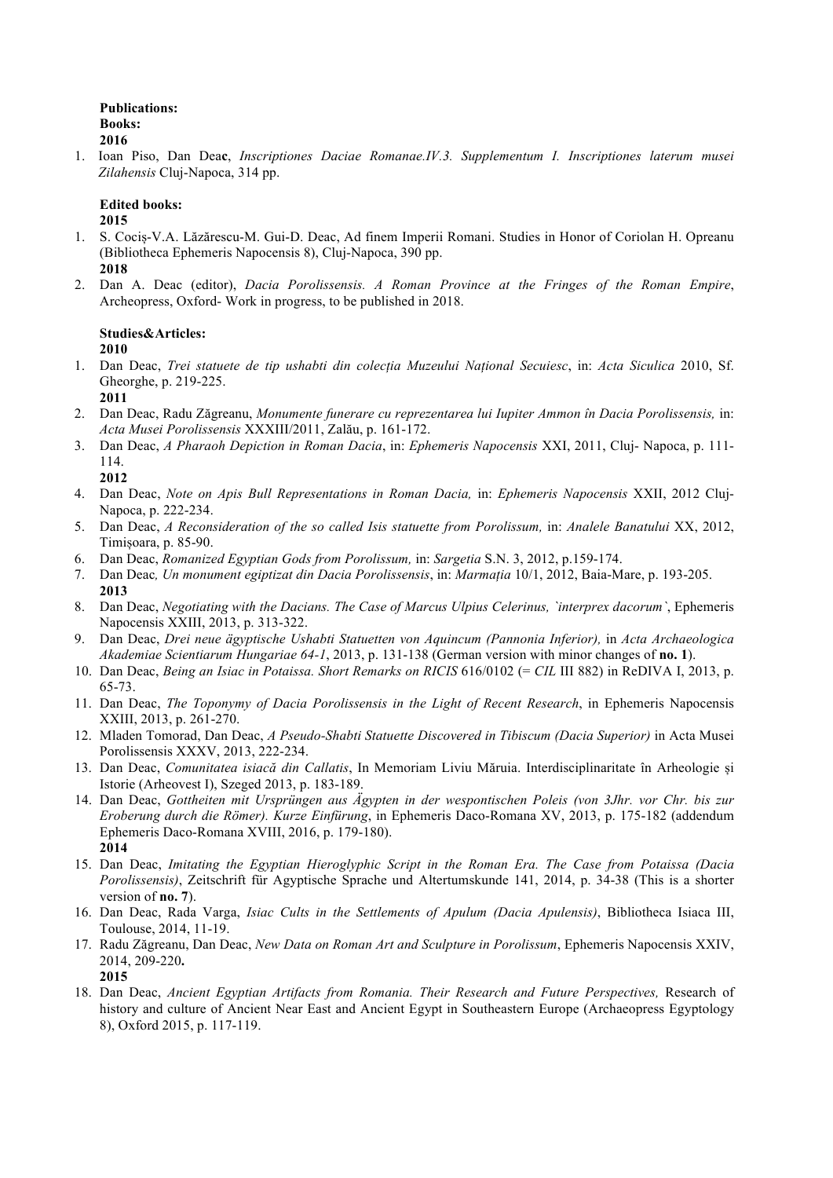**Publications:**
**Books:**
**2016**

1. Ioan Piso, Dan Dea**c**, *Inscriptiones Daciae Romanae.IV.3. Supplementum I. Inscriptiones laterum musei Zilahensis* Cluj-Napoca, 314 pp.

**Edited books:**
**2015**

1. S. Cociş-V.A. Lăzărescu-M. Gui-D. Deac, Ad finem Imperii Romani. Studies in Honor of Coriolan H. Opreanu (Bibliotheca Ephemeris Napocensis 8), Cluj-Napoca, 390 pp.

**2018**

2. Dan A. Deac (editor), *Dacia Porolissensis. A Roman Province at the Fringes of the Roman Empire*, Archeopress, Oxford- Work in progress, to be published in 2018.

**Studies&Articles:**
**2010**

1. Dan Deac, *Trei statuete de tip ushabti din colecția Muzeului Național Secuiesc*, in: *Acta Siculica* 2010, Sf. Gheorghe, p. 219-225.

**2011**

2. Dan Deac, Radu Zăgreanu, *Monumente funerare cu reprezentarea lui Iupiter Ammon în Dacia Porolissensis,* in: *Acta Musei Porolissensis* XXXIII/2011, Zalău, p. 161-172.
3. Dan Deac, *A Pharaoh Depiction in Roman Dacia*, in: *Ephemeris Napocensis* XXI, 2011, Cluj- Napoca, p. 111-114.

**2012**

4. Dan Deac, *Note on Apis Bull Representations in Roman Dacia,* in: *Ephemeris Napocensis* XXII, 2012 Cluj-Napoca, p. 222-234.
5. Dan Deac, *A Reconsideration of the so called Isis statuette from Porolissum,* in: *Analele Banatului* XX, 2012, Timișoara, p. 85-90.
6. Dan Deac, *Romanized Egyptian Gods from Porolissum,* in: *Sargetia* S.N. 3, 2012, p.159-174.
7. Dan Deac*, Un monument egiptizat din Dacia Porolissensis*, in: *Marmația* 10/1, 2012, Baia-Mare, p. 193-205.

**2013**

8. Dan Deac, *Negotiating with the Dacians. The Case of Marcus Ulpius Celerinus, `interprex dacorum`*, Ephemeris Napocensis XXIII, 2013, p. 313-322.
9. Dan Deac, *Drei neue ägyptische Ushabti Statuetten von Aquincum (Pannonia Inferior),* in *Acta Archaeologica Akademiae Scientiarum Hungariae 64-1*, 2013, p. 131-138 (German version with minor changes of **no. 1**).
10. Dan Deac, *Being an Isiac in Potaissa. Short Remarks on RICIS 616/0102 (= CIL III 882)* in ReDIVA I, 2013, p. 65-73.
11. Dan Deac, *The Toponymy of Dacia Porolissensis in the Light of Recent Research*, in Ephemeris Napocensis XXIII, 2013, p. 261-270.
12. Mladen Tomorad, Dan Deac, *A Pseudo-Shabti Statuette Discovered in Tibiscum (Dacia Superior)* in Acta Musei Porolissensis XXXV, 2013, 222-234.
13. Dan Deac, *Comunitatea isiacă din Callatis*, In Memoriam Liviu Măruia. Interdisciplinaritate în Arheologie și Istorie (Arheovest I), Szeged 2013, p. 183-189.
14. Dan Deac, *Gottheiten mit Ursprüngen aus Ägypten in der wespontischen Poleis (von 3Jhr. vor Chr. bis zur Eroberung durch die Römer). Kurze Einfürung*, in Ephemeris Daco-Romana XV, 2013, p. 175-182 (addendum Ephemeris Daco-Romana XVIII, 2016, p. 179-180).

**2014**

15. Dan Deac, *Imitating the Egyptian Hieroglyphic Script in the Roman Era. The Case from Potaissa (Dacia Porolissensis)*, Zeitschrift für Agyptische Sprache und Altertumskunde 141, 2014, p. 34-38 (This is a shorter version of **no. 7**).
16. Dan Deac, Rada Varga, *Isiac Cults in the Settlements of Apulum (Dacia Apulensis)*, Bibliotheca Isiaca III, Toulouse, 2014, 11-19.
17. Radu Zăgreanu, Dan Deac, *New Data on Roman Art and Sculpture in Porolissum*, Ephemeris Napocensis XXIV, 2014, 209-220**.**

**2015**

18. Dan Deac, *Ancient Egyptian Artifacts from Romania. Their Research and Future Perspectives,* Research of history and culture of Ancient Near East and Ancient Egypt in Southeastern Europe (Archaeopress Egyptology 8), Oxford 2015, p. 117-119.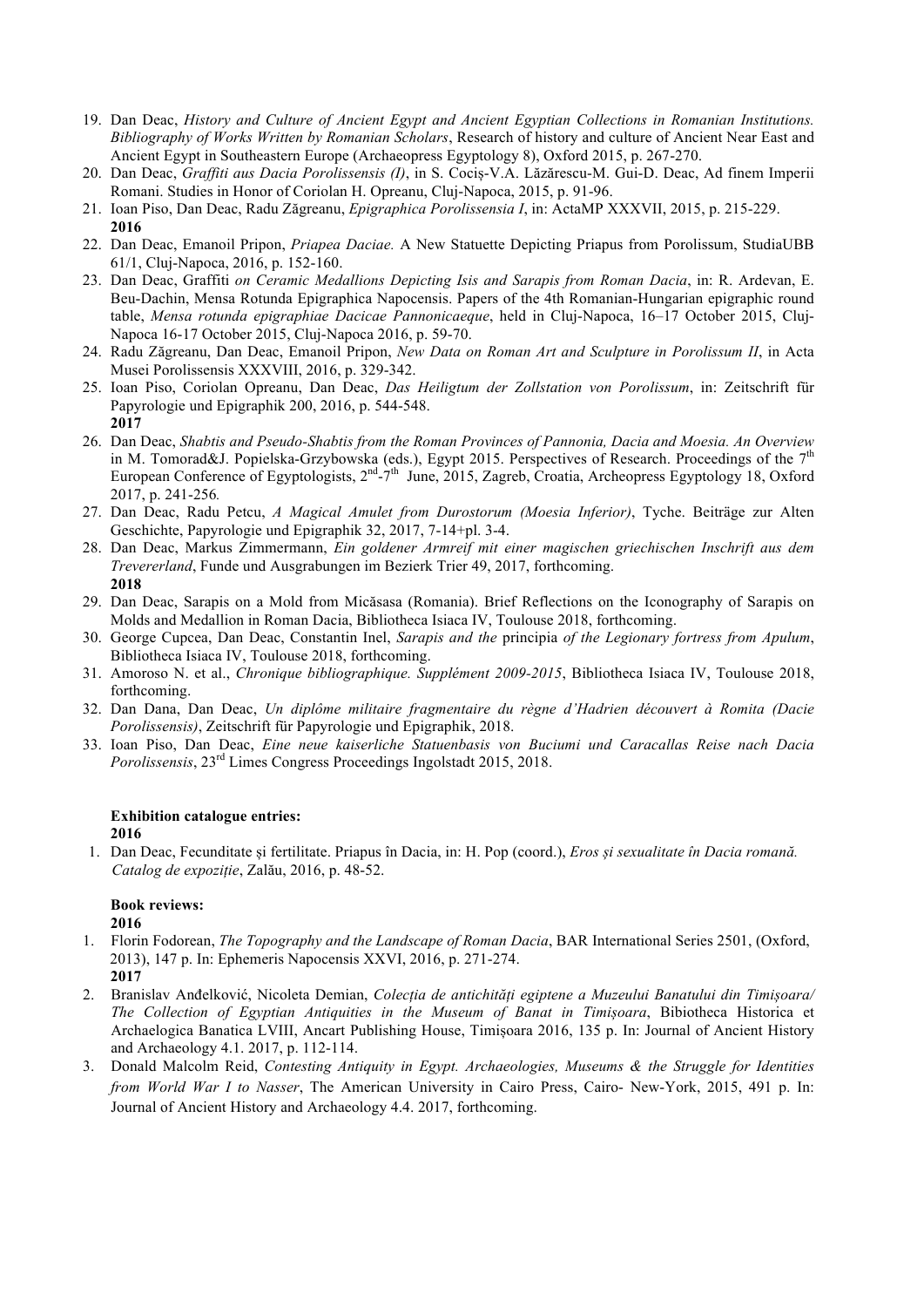19. Dan Deac, *History and Culture of Ancient Egypt and Ancient Egyptian Collections in Romanian Institutions. Bibliography of Works Written by Romanian Scholars*, Research of history and culture of Ancient Near East and Ancient Egypt in Southeastern Europe (Archaeopress Egyptology 8), Oxford 2015, p. 267-270.
20. Dan Deac, *Graffiti aus Dacia Porolissensis (I)*, in S. Cociș-V.A. Lăzărescu-M. Gui-D. Deac, Ad finem Imperii Romani. Studies in Honor of Coriolan H. Opreanu, Cluj-Napoca, 2015, p. 91-96.
21. Ioan Piso, Dan Deac, Radu Zăgreanu, *Epigraphica Porolissensia I*, in: ActaMP XXXVII, 2015, p. 215-229.

**2016**

22. Dan Deac, Emanoil Pripon, *Priapea Daciae.* A New Statuette Depicting Priapus from Porolissum, StudiaUBB 61/1, Cluj-Napoca, 2016, p. 152-160.
23. Dan Deac, Graffiti *on Ceramic Medallions Depicting Isis and Sarapis from Roman Dacia*, in: R. Ardevan, E. Beu-Dachin, Mensa Rotunda Epigraphica Napocensis. Papers of the 4th Romanian-Hungarian epigraphic round table, *Mensa rotunda epigraphiae Dacicae Pannonicaeque*, held in Cluj-Napoca, 16–17 October 2015, Cluj-Napoca 16-17 October 2015, Cluj-Napoca 2016, p. 59-70.
24. Radu Zăgreanu, Dan Deac, Emanoil Pripon, *New Data on Roman Art and Sculpture in Porolissum II*, in Acta Musei Porolissensis XXXVIII, 2016, p. 329-342.
25. Ioan Piso, Coriolan Opreanu, Dan Deac, *Das Heiligtum der Zollstation von Porolissum*, in: Zeitschrift für Papyrologie und Epigraphik 200, 2016, p. 544-548.

**2017**

26. Dan Deac, *Shabtis and Pseudo-Shabtis from the Roman Provinces of Pannonia, Dacia and Moesia. An Overview* in M. Tomorad&J. Popielska-Grzybowska (eds.), Egypt 2015. Perspectives of Research. Proceedings of the 7th European Conference of Egyptologists, 2nd-7th June, 2015, Zagreb, Croatia, Archeopress Egyptology 18, Oxford 2017, p. 241-256*.*
27. Dan Deac, Radu Petcu, *A Magical Amulet from Durostorum (Moesia Inferior)*, Tyche. Beiträge zur Alten Geschichte, Papyrologie und Epigraphik 32, 2017, 7-14+pl. 3-4.
28. Dan Deac, Markus Zimmermann, *Ein goldener Armreif mit einer magischen griechischen Inschrift aus dem Trevererland*, Funde und Ausgrabungen im Bezierk Trier 49, 2017, forthcoming.

**2018**

29. Dan Deac, Sarapis on a Mold from Micăsasa (Romania). Brief Reflections on the Iconography of Sarapis on Molds and Medallion in Roman Dacia, Bibliotheca Isiaca IV, Toulouse 2018, forthcoming.
30. George Cupcea, Dan Deac, Constantin Inel, *Sarapis and the* principia *of the Legionary fortress from Apulum*, Bibliotheca Isiaca IV, Toulouse 2018, forthcoming.
31. Amoroso N. et al., *Chronique bibliographique. Supplément 2009-2015*, Bibliotheca Isiaca IV, Toulouse 2018, forthcoming.
32. Dan Dana, Dan Deac, *Un diplôme militaire fragmentaire du règne d'Hadrien découvert à Romita (Dacie Porolissensis)*, Zeitschrift für Papyrologie und Epigraphik, 2018.
33. Ioan Piso, Dan Deac, *Eine neue kaiserliche Statuenbasis von Buciumi und Caracallas Reise nach Dacia Porolissensis*, 23rd Limes Congress Proceedings Ingolstadt 2015, 2018.

**Exhibition catalogue entries:**

**2016**

1. Dan Deac, Fecunditate și fertilitate. Priapus în Dacia, in: H. Pop (coord.), *Eros și sexualitate în Dacia română. Catalog de expoziție*, Zalău, 2016, p. 48-52.

**Book reviews:**

**2016**

1. Florin Fodorean, *The Topography and the Landscape of Roman Dacia*, BAR International Series 2501, (Oxford, 2013), 147 p. In: Ephemeris Napocensis XXVI, 2016, p. 271-274.

**2017**

2. Branislav Anđelković, Nicoleta Demian, *Colecția de antichități egiptene a Muzeului Banatului din Timișoara/ The Collection of Egyptian Antiquities in the Museum of Banat in Timișoara*, Bibiotheca Historica et Archaelogica Banatica LVIII, Ancart Publishing House, Timișoara 2016, 135 p. In: Journal of Ancient History and Archaeology 4.1. 2017, p. 112-114.
3. Donald Malcolm Reid, *Contesting Antiquity in Egypt. Archaeologies, Museums & the Struggle for Identities from World War I to Nasser*, The American University in Cairo Press, Cairo- New-York, 2015, 491 p. In: Journal of Ancient History and Archaeology 4.4. 2017, forthcoming.